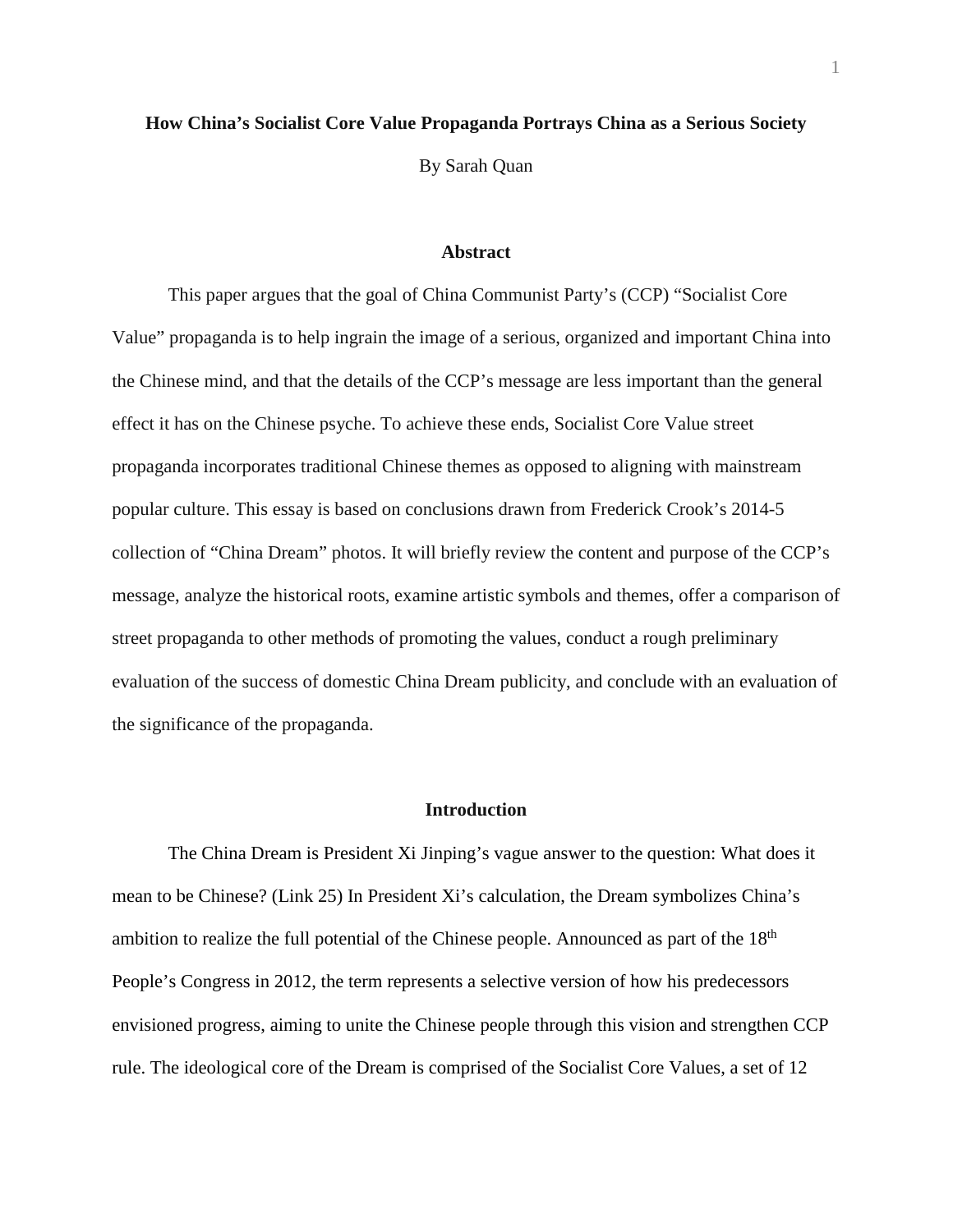# How China's Socialist Core Value Propaganda Portrays China as a Serious Society

By Sarah Quan

## Abstract

This paper argues that the goal of China Communist Party's (CCP) "Socialist Core Value" propaganda is to help ingrain the image of a serious, organized and important China into the Chinese mind, and that the details of the CCP's message are less important than the general effect it has on the Chinese psyche. To achieve these ends, Socialist Core Value street propaganda incorporates traditional Chinese themes as opposed to aligning with mainstream popular culture. This essay is based on conclusions drawn from Frederick Crook's 2014-5 collection of "China Dream" photos. It will briefly review the content and purpose of the CCP's message, analyze the historical roots, examine artistic symbols and themes, offer a comparison of street propaganda to other methods of promoting the values, conduct a rough preliminary evaluation of the success of domestic China Dream publicity, and conclude with an evaluation of the significance of the propaganda.

## Introduction

The China Dream is President Xi Jinping's vague answer to the question: What does it mean to be Chinese? (Link 25) In President Xi's calculation, the Dream symbolizes China's ambition to realize the full potential of the Chinese people. Announced as part of the 18th People's Congress in 2012, the term represents a selective version of how his predecessors envisioned progress, aiming to unite the Chinese people through this vision and strengthen CCP rule. The ideological core of the Dream is comprised of the Socialist Core Values, a set of 12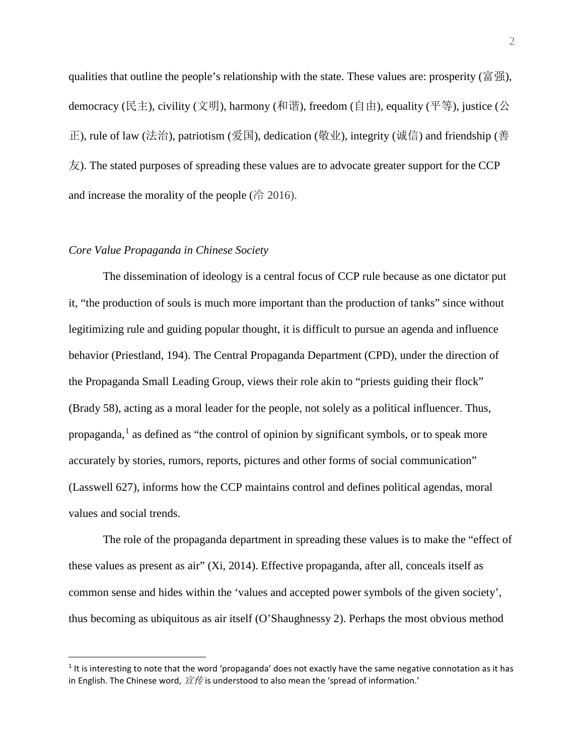qualities that outline the people's relationship with the state. These values are: prosperity (富强), democracy (民主), civility (文明), harmony (和谐), freedom (自由), equality (平等), justice (公正), rule of law (法治), patriotism (爱国), dedication (敬业), integrity (诚信) and friendship (善友). The stated purposes of spreading these values are to advocate greater support for the CCP and increase the morality of the people (冷 2016).

*Core Value Propaganda in Chinese Society*

The dissemination of ideology is a central focus of CCP rule because as one dictator put it, "the production of souls is much more important than the production of tanks" since without legitimizing rule and guiding popular thought, it is difficult to pursue an agenda and influence behavior (Priestland, 194). The Central Propaganda Department (CPD), under the direction of the Propaganda Small Leading Group, views their role akin to "priests guiding their flock" (Brady 58), acting as a moral leader for the people, not solely as a political influencer. Thus, propaganda,[1] as defined as "the control of opinion by significant symbols, or to speak more accurately by stories, rumors, reports, pictures and other forms of social communication" (Lasswell 627), informs how the CCP maintains control and defines political agendas, moral values and social trends.

The role of the propaganda department in spreading these values is to make the "effect of these values as present as air" (Xi, 2014). Effective propaganda, after all, conceals itself as common sense and hides within the 'values and accepted power symbols of the given society', thus becoming as ubiquitous as air itself (O'Shaughnessy 2). Perhaps the most obvious method

[1] It is interesting to note that the word 'propaganda' does not exactly have the same negative connotation as it has in English. The Chinese word, *宣传* is understood to also mean the 'spread of information.'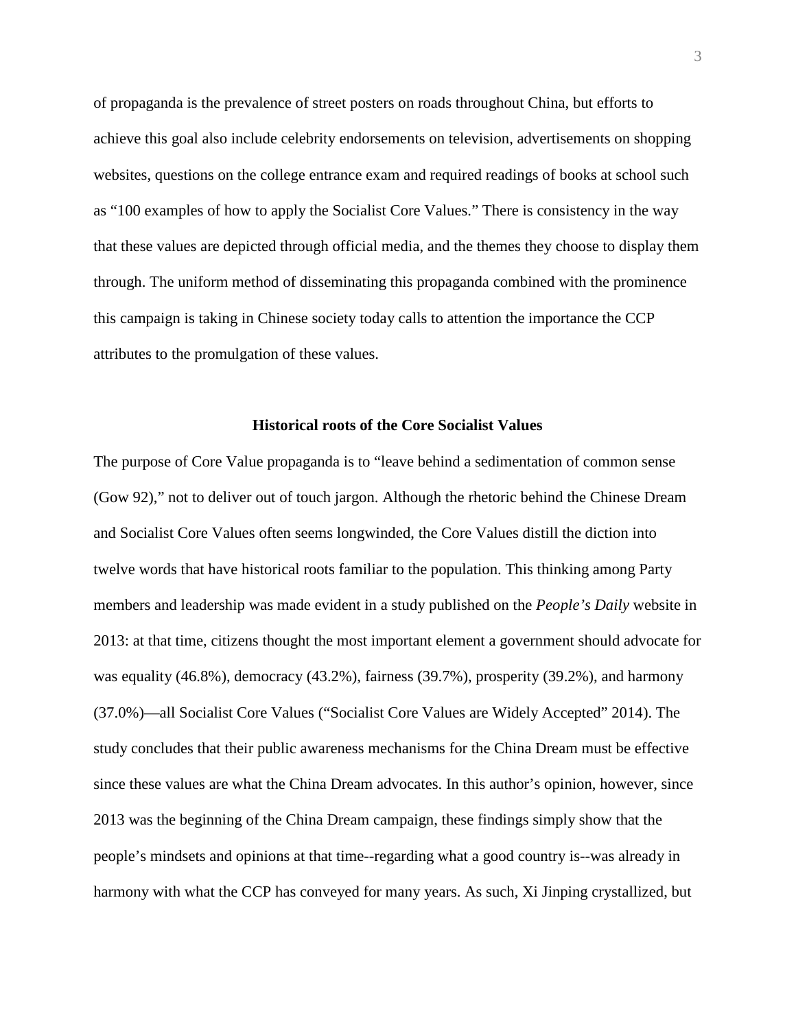of propaganda is the prevalence of street posters on roads throughout China, but efforts to achieve this goal also include celebrity endorsements on television, advertisements on shopping websites, questions on the college entrance exam and required readings of books at school such as "100 examples of how to apply the Socialist Core Values." There is consistency in the way that these values are depicted through official media, and the themes they choose to display them through. The uniform method of disseminating this propaganda combined with the prominence this campaign is taking in Chinese society today calls to attention the importance the CCP attributes to the promulgation of these values.

## Historical roots of the Core Socialist Values

The purpose of Core Value propaganda is to "leave behind a sedimentation of common sense (Gow 92)," not to deliver out of touch jargon. Although the rhetoric behind the Chinese Dream and Socialist Core Values often seems longwinded, the Core Values distill the diction into twelve words that have historical roots familiar to the population. This thinking among Party members and leadership was made evident in a study published on the *People's Daily* website in 2013: at that time, citizens thought the most important element a government should advocate for was equality (46.8%), democracy (43.2%), fairness (39.7%), prosperity (39.2%), and harmony (37.0%)—all Socialist Core Values ("Socialist Core Values are Widely Accepted" 2014). The study concludes that their public awareness mechanisms for the China Dream must be effective since these values are what the China Dream advocates. In this author's opinion, however, since 2013 was the beginning of the China Dream campaign, these findings simply show that the people's mindsets and opinions at that time--regarding what a good country is--was already in harmony with what the CCP has conveyed for many years. As such, Xi Jinping crystallized, but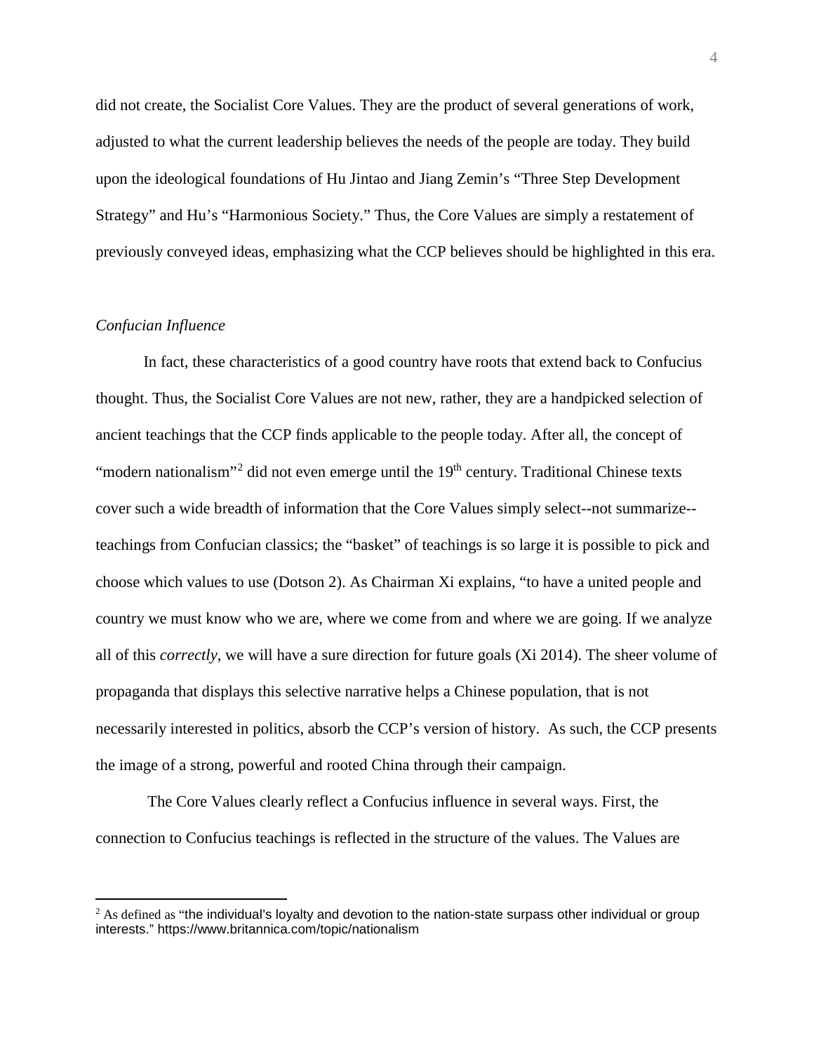did not create, the Socialist Core Values. They are the product of several generations of work, adjusted to what the current leadership believes the needs of the people are today. They build upon the ideological foundations of Hu Jintao and Jiang Zemin's "Three Step Development Strategy" and Hu's "Harmonious Society." Thus, the Core Values are simply a restatement of previously conveyed ideas, emphasizing what the CCP believes should be highlighted in this era.

*Confucian Influence*

In fact, these characteristics of a good country have roots that extend back to Confucius thought. Thus, the Socialist Core Values are not new, rather, they are a handpicked selection of ancient teachings that the CCP finds applicable to the people today. After all, the concept of "modern nationalism"[2] did not even emerge until the 19th century. Traditional Chinese texts cover such a wide breadth of information that the Core Values simply select--not summarize--teachings from Confucian classics; the "basket" of teachings is so large it is possible to pick and choose which values to use (Dotson 2). As Chairman Xi explains, "to have a united people and country we must know who we are, where we come from and where we are going. If we analyze all of this *correctly*, we will have a sure direction for future goals (Xi 2014). The sheer volume of propaganda that displays this selective narrative helps a Chinese population, that is not necessarily interested in politics, absorb the CCP's version of history. As such, the CCP presents the image of a strong, powerful and rooted China through their campaign.

The Core Values clearly reflect a Confucius influence in several ways. First, the connection to Confucius teachings is reflected in the structure of the values. The Values are

---

[2] As defined as "the individual's loyalty and devotion to the nation-state surpass other individual or group interests." https://www.britannica.com/topic/nationalism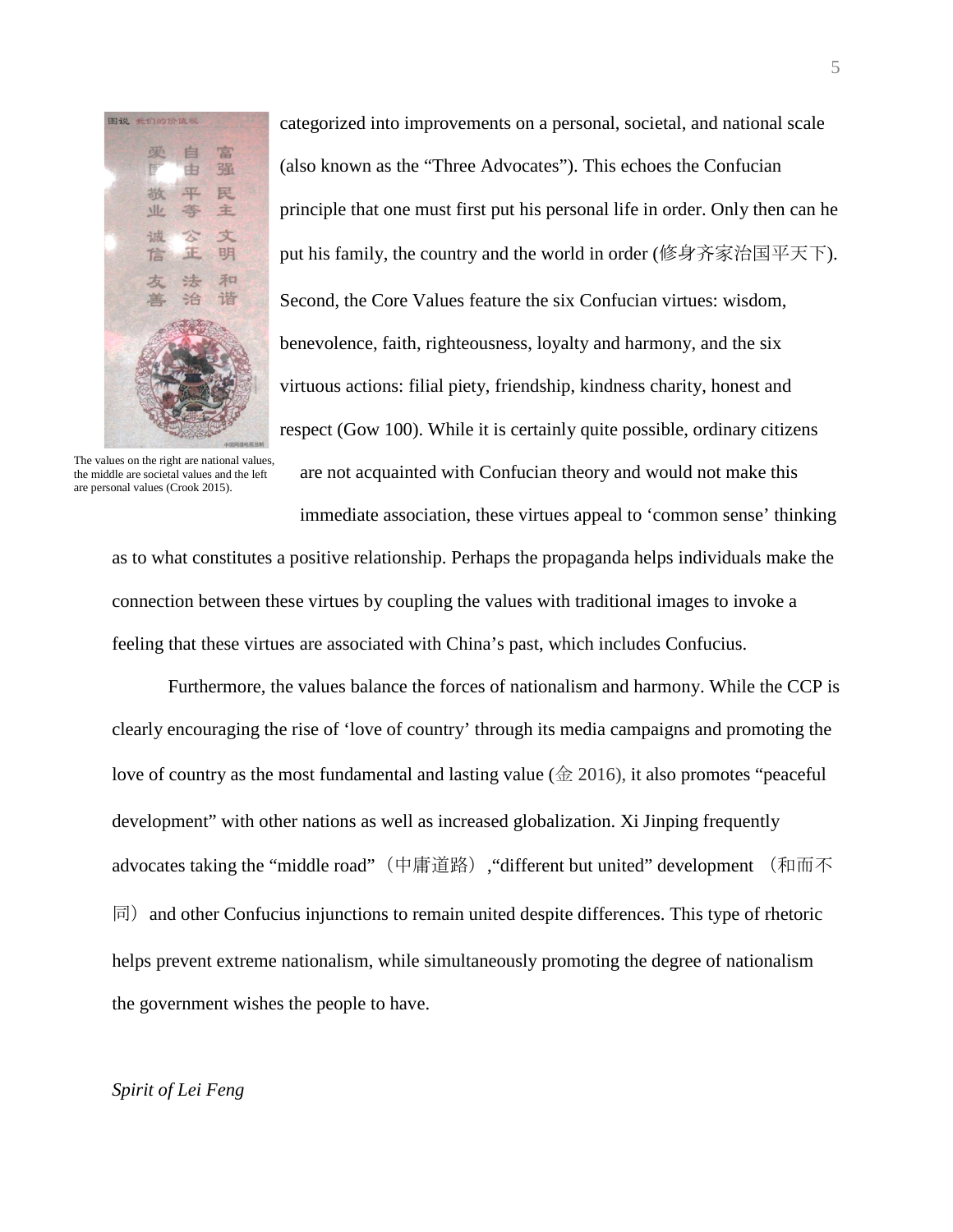categorized into improvements on a personal, societal, and national scale (also known as the "Three Advocates"). This echoes the Confucian principle that one must first put his personal life in order. Only then can he put his family, the country and the world in order (修身齐家治国平天下). Second, the Core Values feature the six Confucian virtues: wisdom, benevolence, faith, righteousness, loyalty and harmony, and the six virtuous actions: filial piety, friendship, kindness charity, honest and respect (Gow 100). While it is certainly quite possible, ordinary citizens are not acquainted with Confucian theory and would not make this immediate association, these virtues appeal to 'common sense' thinking as to what constitutes a positive relationship. Perhaps the propaganda helps individuals make the connection between these virtues by coupling the values with traditional images to invoke a feeling that these virtues are associated with China's past, which includes Confucius.

The values on the right are national values, the middle are societal values and the left are personal values (Crook 2015).

Furthermore, the values balance the forces of nationalism and harmony. While the CCP is clearly encouraging the rise of 'love of country' through its media campaigns and promoting the love of country as the most fundamental and lasting value (金 2016), it also promotes "peaceful development" with other nations as well as increased globalization. Xi Jinping frequently advocates taking the "middle road"（中庸道路）,"different but united" development （和而不同）and other Confucius injunctions to remain united despite differences. This type of rhetoric helps prevent extreme nationalism, while simultaneously promoting the degree of nationalism the government wishes the people to have.

*Spirit of Lei Feng*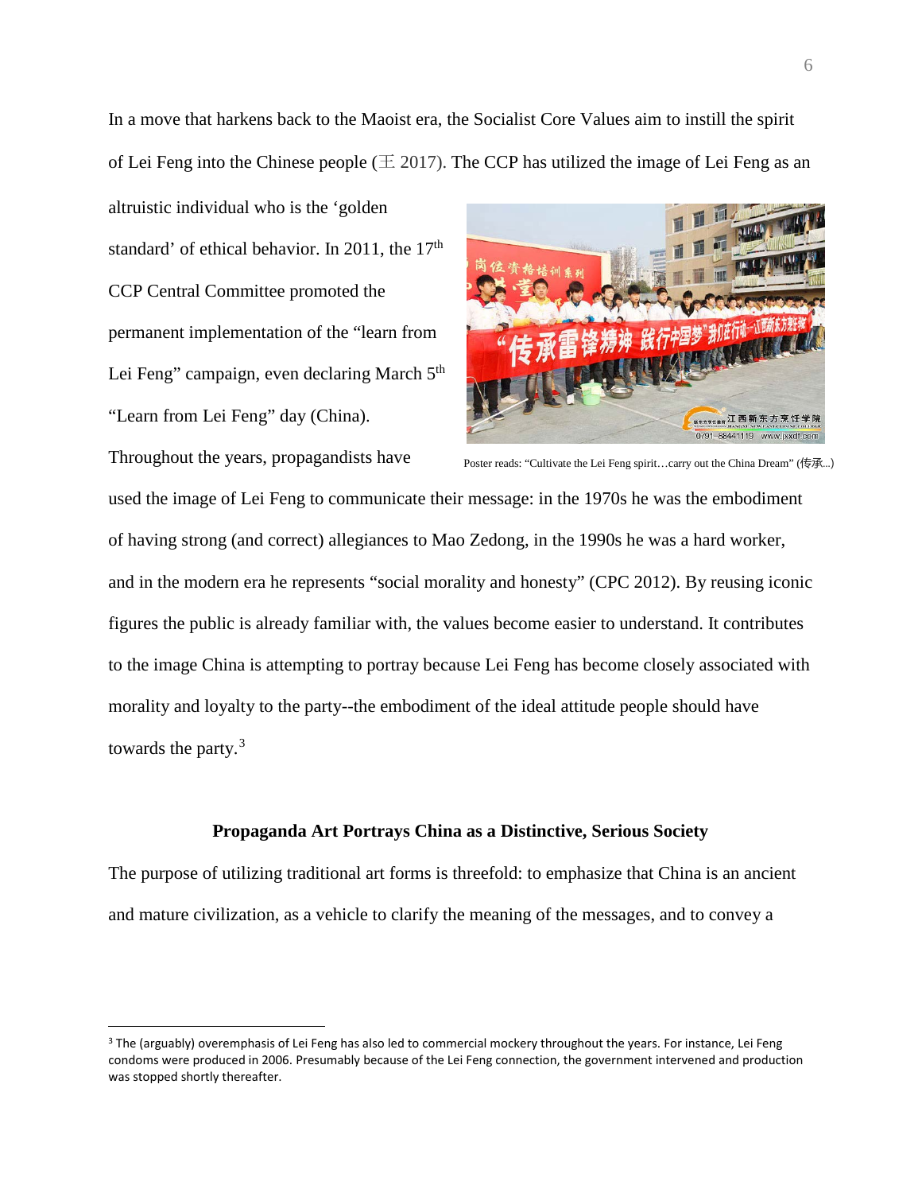In a move that harkens back to the Maoist era, the Socialist Core Values aim to instill the spirit of Lei Feng into the Chinese people (王 2017). The CCP has utilized the image of Lei Feng as an altruistic individual who is the 'golden standard' of ethical behavior. In 2011, the 17th CCP Central Committee promoted the permanent implementation of the "learn from Lei Feng" campaign, even declaring March 5th "Learn from Lei Feng" day (China). Throughout the years, propagandists have used the image of Lei Feng to communicate their message: in the 1970s he was the embodiment of having strong (and correct) allegiances to Mao Zedong, in the 1990s he was a hard worker, and in the modern era he represents "social morality and honesty" (CPC 2012). By reusing iconic figures the public is already familiar with, the values become easier to understand. It contributes to the image China is attempting to portray because Lei Feng has become closely associated with morality and loyalty to the party--the embodiment of the ideal attitude people should have towards the party.[3]

Poster reads: "Cultivate the Lei Feng spirit…carry out the China Dream" (传承...)

**Propaganda Art Portrays China as a Distinctive, Serious Society**

The purpose of utilizing traditional art forms is threefold: to emphasize that China is an ancient and mature civilization, as a vehicle to clarify the meaning of the messages, and to convey a

---

[3] The (arguably) overemphasis of Lei Feng has also led to commercial mockery throughout the years. For instance, Lei Feng condoms were produced in 2006. Presumably because of the Lei Feng connection, the government intervened and production was stopped shortly thereafter.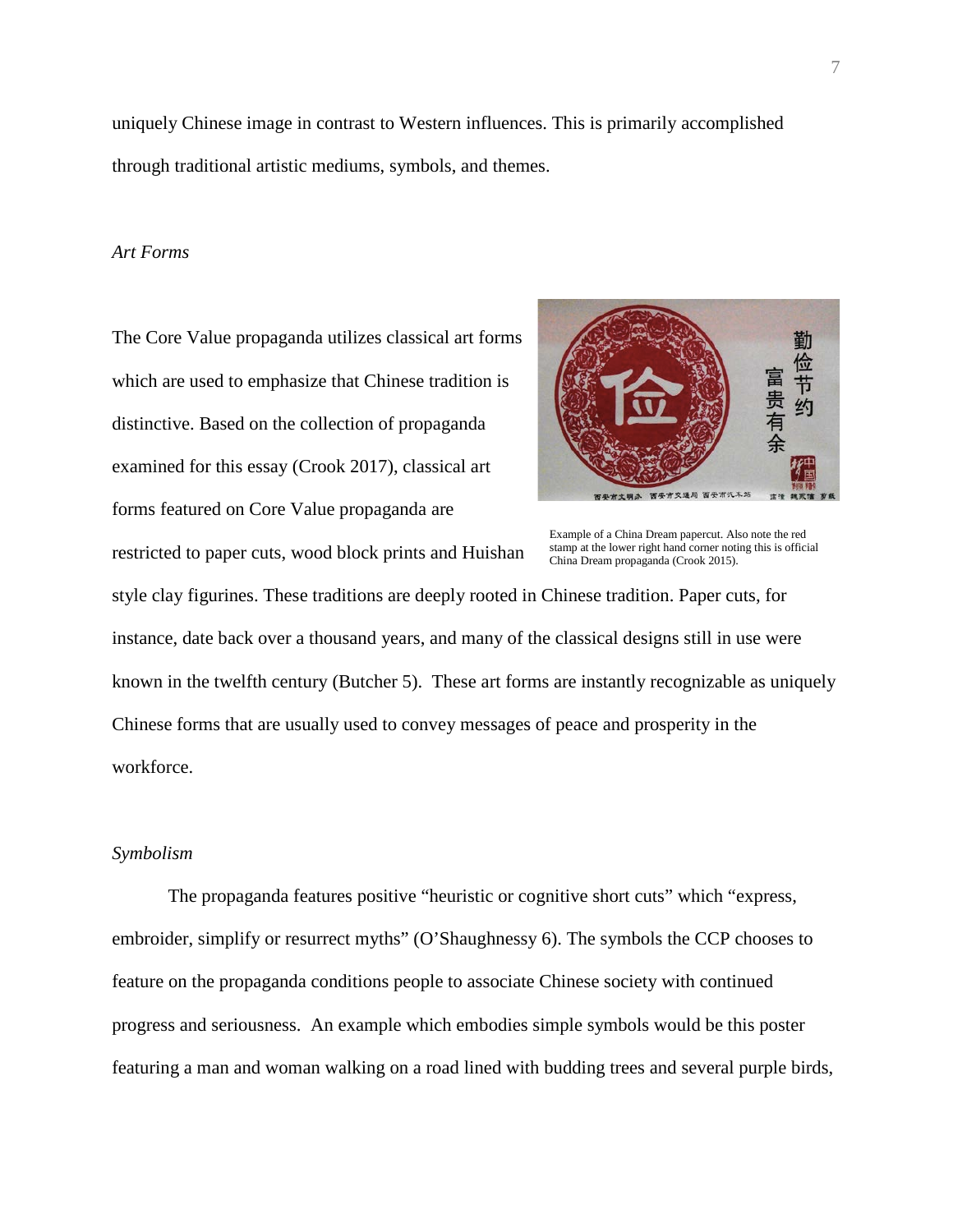uniquely Chinese image in contrast to Western influences. This is primarily accomplished through traditional artistic mediums, symbols, and themes.

*Art Forms*

The Core Value propaganda utilizes classical art forms which are used to emphasize that Chinese tradition is distinctive. Based on the collection of propaganda examined for this essay (Crook 2017), classical art forms featured on Core Value propaganda are restricted to paper cuts, wood block prints and Huishan style clay figurines. These traditions are deeply rooted in Chinese tradition. Paper cuts, for instance, date back over a thousand years, and many of the classical designs still in use were known in the twelfth century (Butcher 5). These art forms are instantly recognizable as uniquely Chinese forms that are usually used to convey messages of peace and prosperity in the workforce.

Example of a China Dream papercut. Also note the red stamp at the lower right hand corner noting this is official China Dream propaganda (Crook 2015).

*Symbolism*

The propaganda features positive "heuristic or cognitive short cuts" which "express, embroider, simplify or resurrect myths" (O'Shaughnessy 6). The symbols the CCP chooses to feature on the propaganda conditions people to associate Chinese society with continued progress and seriousness. An example which embodies simple symbols would be this poster featuring a man and woman walking on a road lined with budding trees and several purple birds,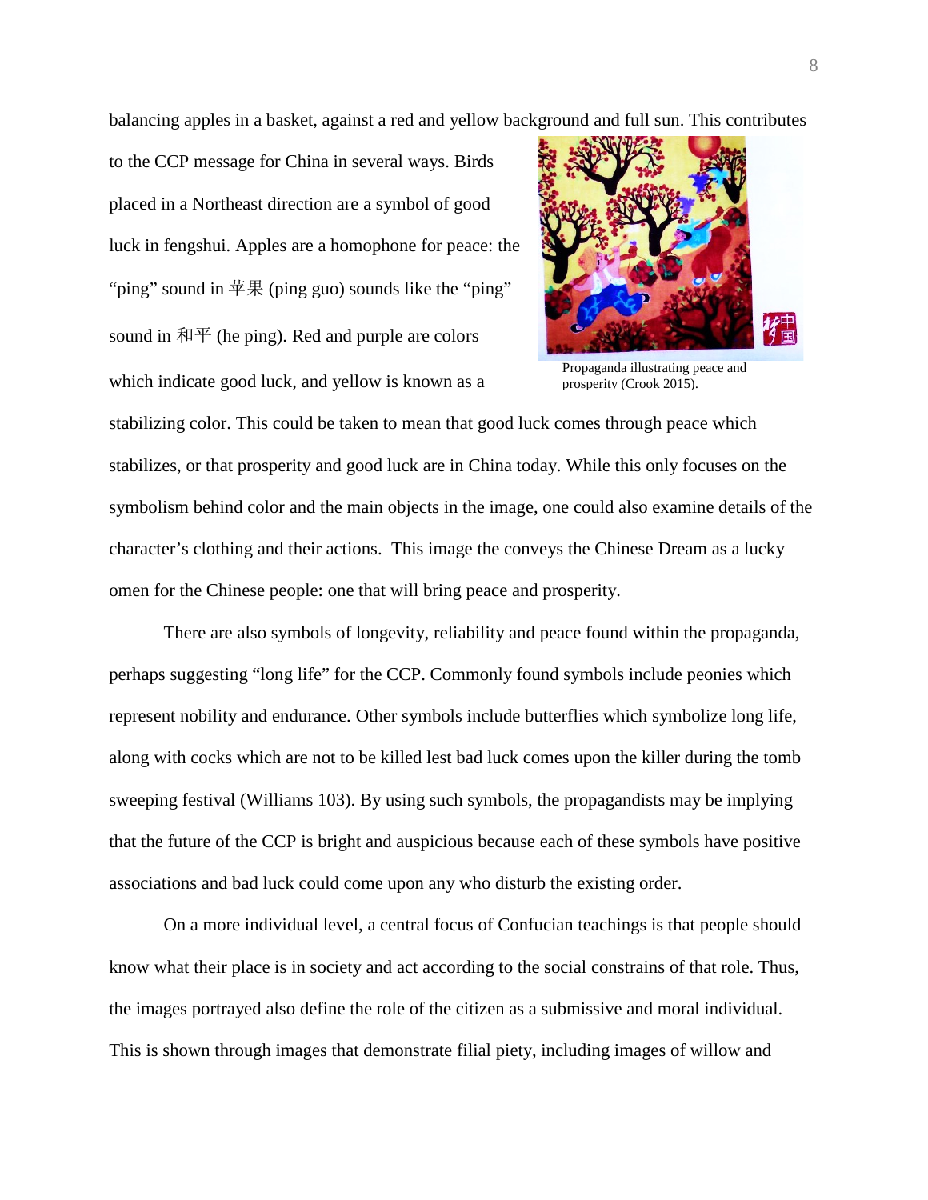balancing apples in a basket, against a red and yellow background and full sun. This contributes to the CCP message for China in several ways. Birds placed in a Northeast direction are a symbol of good luck in fengshui. Apples are a homophone for peace: the "ping" sound in 苹果 (ping guo) sounds like the "ping" sound in 和平 (he ping). Red and purple are colors which indicate good luck, and yellow is known as a stabilizing color. This could be taken to mean that good luck comes through peace which stabilizes, or that prosperity and good luck are in China today. While this only focuses on the symbolism behind color and the main objects in the image, one could also examine details of the character's clothing and their actions.  This image the conveys the Chinese Dream as a lucky omen for the Chinese people: one that will bring peace and prosperity.

Propaganda illustrating peace and prosperity (Crook 2015).

There are also symbols of longevity, reliability and peace found within the propaganda, perhaps suggesting "long life" for the CCP. Commonly found symbols include peonies which represent nobility and endurance. Other symbols include butterflies which symbolize long life, along with cocks which are not to be killed lest bad luck comes upon the killer during the tomb sweeping festival (Williams 103). By using such symbols, the propagandists may be implying that the future of the CCP is bright and auspicious because each of these symbols have positive associations and bad luck could come upon any who disturb the existing order.

On a more individual level, a central focus of Confucian teachings is that people should know what their place is in society and act according to the social constrains of that role. Thus, the images portrayed also define the role of the citizen as a submissive and moral individual. This is shown through images that demonstrate filial piety, including images of willow and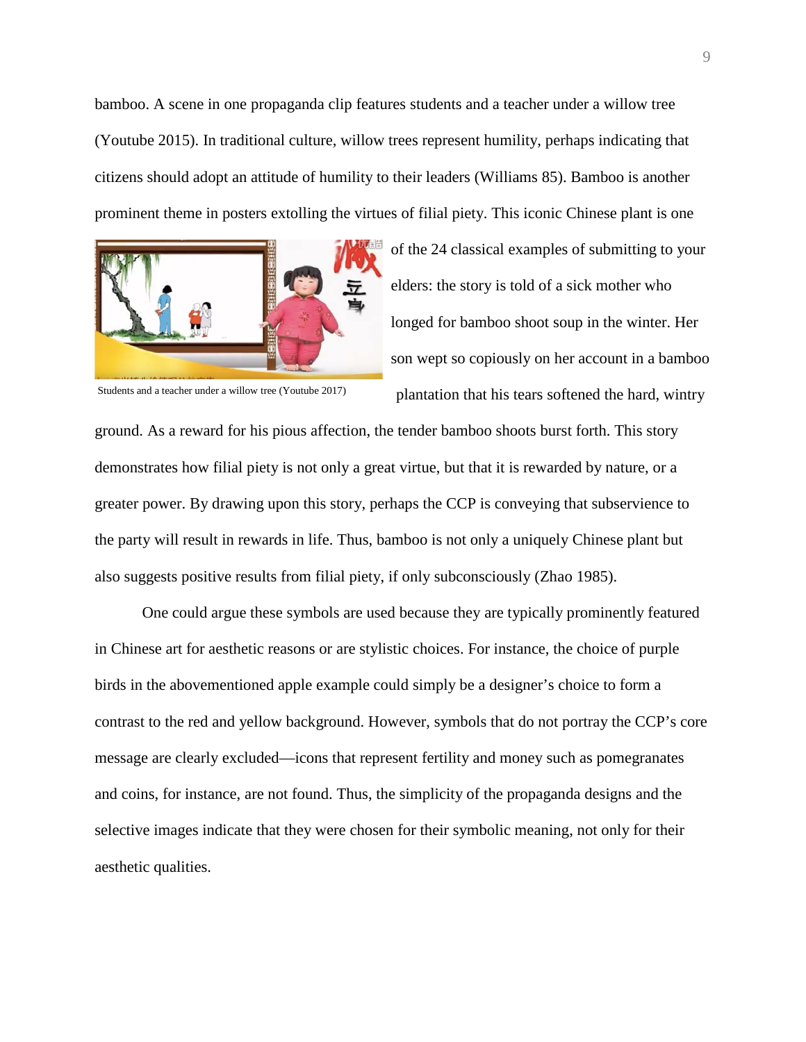bamboo. A scene in one propaganda clip features students and a teacher under a willow tree (Youtube 2015). In traditional culture, willow trees represent humility, perhaps indicating that citizens should adopt an attitude of humility to their leaders (Williams 85). Bamboo is another prominent theme in posters extolling the virtues of filial piety. This iconic Chinese plant is one of the 24 classical examples of submitting to your elders: the story is told of a sick mother who longed for bamboo shoot soup in the winter. Her son wept so copiously on her account in a bamboo plantation that his tears softened the hard, wintry ground. As a reward for his pious affection, the tender bamboo shoots burst forth. This story demonstrates how filial piety is not only a great virtue, but that it is rewarded by nature, or a greater power. By drawing upon this story, perhaps the CCP is conveying that subservience to the party will result in rewards in life. Thus, bamboo is not only a uniquely Chinese plant but also suggests positive results from filial piety, if only subconsciously (Zhao 1985).

Students and a teacher under a willow tree (Youtube 2017)

One could argue these symbols are used because they are typically prominently featured in Chinese art for aesthetic reasons or are stylistic choices. For instance, the choice of purple birds in the abovementioned apple example could simply be a designer's choice to form a contrast to the red and yellow background. However, symbols that do not portray the CCP's core message are clearly excluded—icons that represent fertility and money such as pomegranates and coins, for instance, are not found. Thus, the simplicity of the propaganda designs and the selective images indicate that they were chosen for their symbolic meaning, not only for their aesthetic qualities.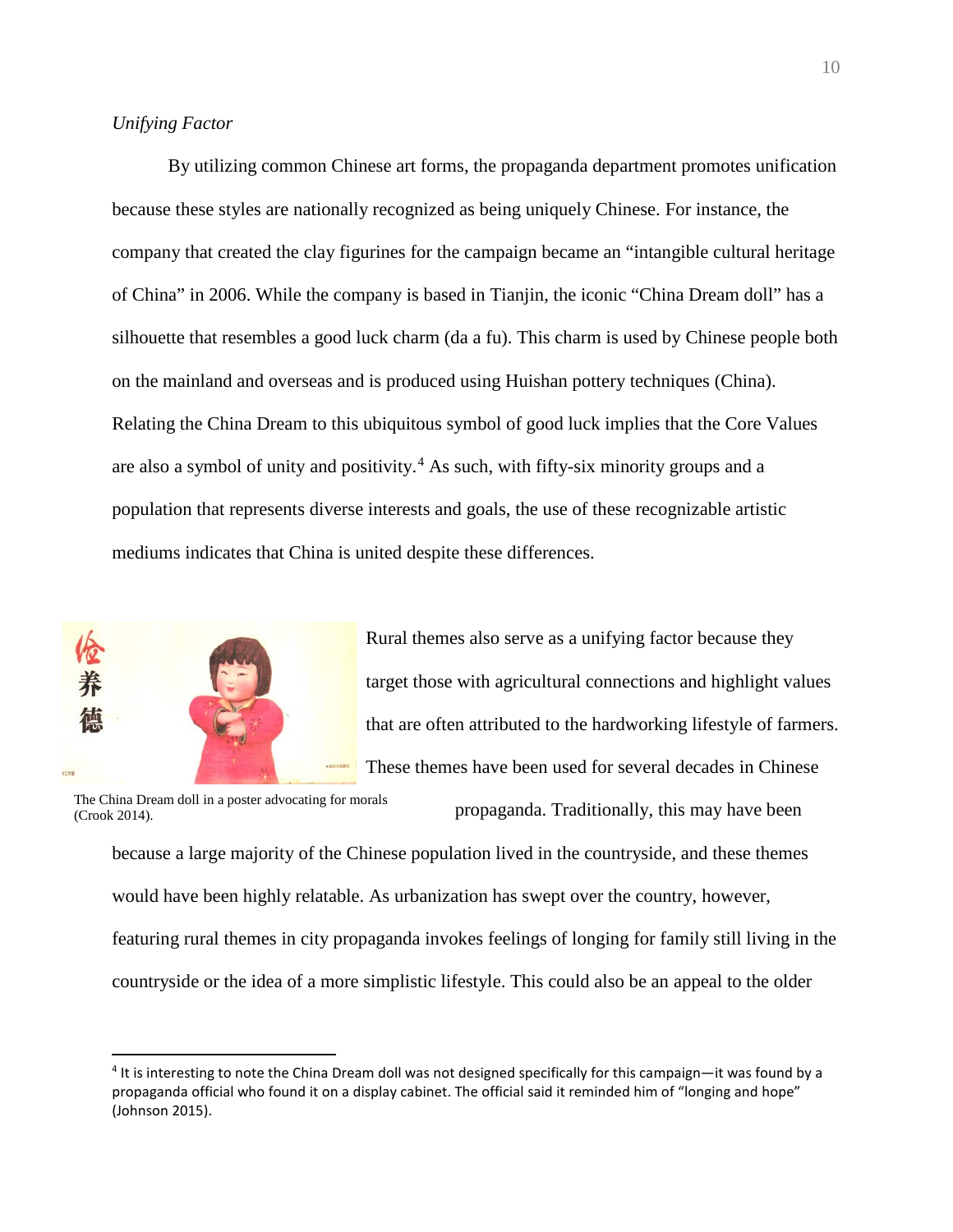*Unifying Factor*

By utilizing common Chinese art forms, the propaganda department promotes unification because these styles are nationally recognized as being uniquely Chinese. For instance, the company that created the clay figurines for the campaign became an "intangible cultural heritage of China" in 2006. While the company is based in Tianjin, the iconic "China Dream doll" has a silhouette that resembles a good luck charm (da a fu). This charm is used by Chinese people both on the mainland and overseas and is produced using Huishan pottery techniques (China). Relating the China Dream to this ubiquitous symbol of good luck implies that the Core Values are also a symbol of unity and positivity.[4] As such, with fifty-six minority groups and a population that represents diverse interests and goals, the use of these recognizable artistic mediums indicates that China is united despite these differences.

The China Dream doll in a poster advocating for morals (Crook 2014).

Rural themes also serve as a unifying factor because they target those with agricultural connections and highlight values that are often attributed to the hardworking lifestyle of farmers. These themes have been used for several decades in Chinese propaganda. Traditionally, this may have been because a large majority of the Chinese population lived in the countryside, and these themes would have been highly relatable. As urbanization has swept over the country, however, featuring rural themes in city propaganda invokes feelings of longing for family still living in the countryside or the idea of a more simplistic lifestyle. This could also be an appeal to the older

[4] It is interesting to note the China Dream doll was not designed specifically for this campaign—it was found by a propaganda official who found it on a display cabinet. The official said it reminded him of "longing and hope" (Johnson 2015).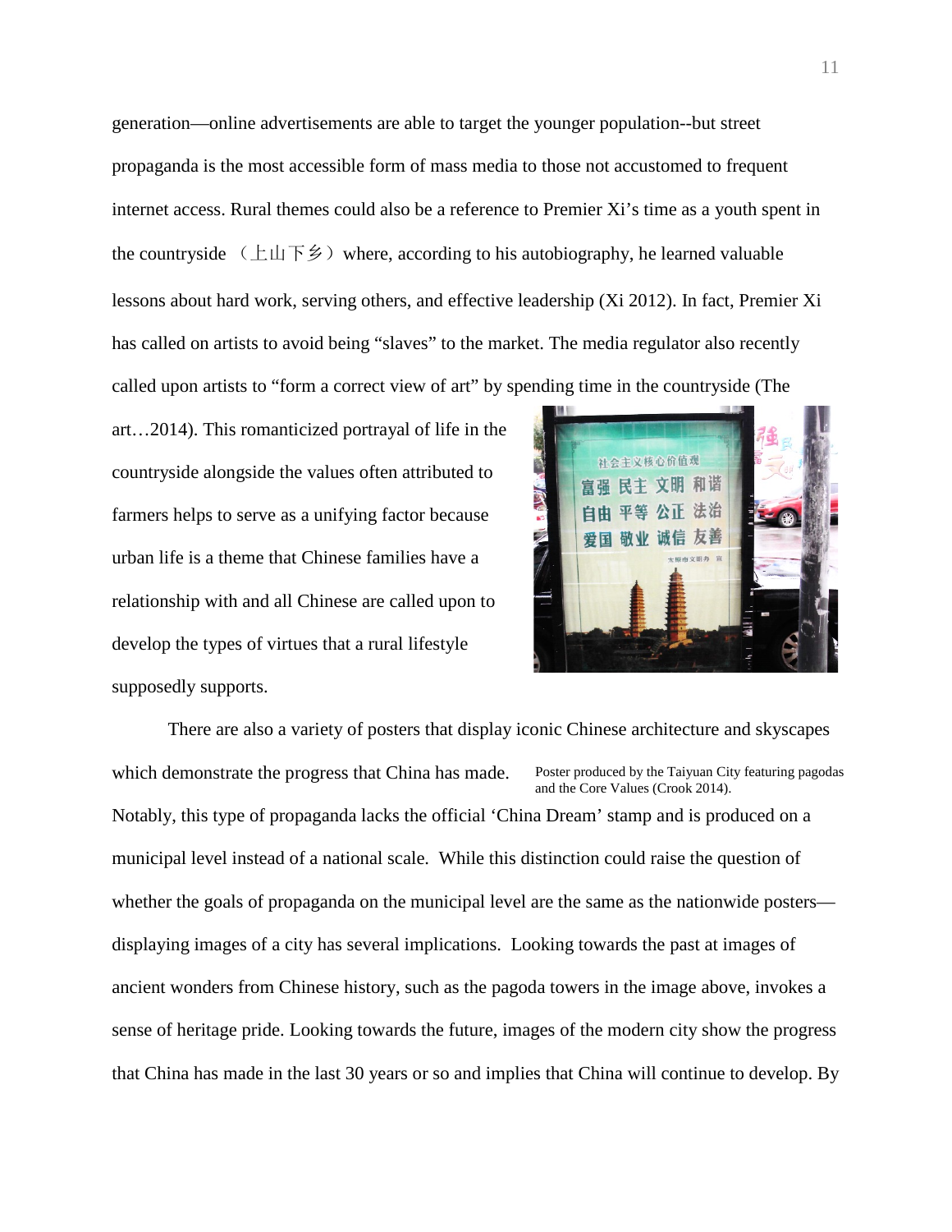generation—online advertisements are able to target the younger population--but street propaganda is the most accessible form of mass media to those not accustomed to frequent internet access. Rural themes could also be a reference to Premier Xi's time as a youth spent in the countryside （上山下乡）where, according to his autobiography, he learned valuable lessons about hard work, serving others, and effective leadership (Xi 2012). In fact, Premier Xi has called on artists to avoid being "slaves" to the market. The media regulator also recently called upon artists to "form a correct view of art" by spending time in the countryside (The art…2014). This romanticized portrayal of life in the countryside alongside the values often attributed to farmers helps to serve as a unifying factor because urban life is a theme that Chinese families have a relationship with and all Chinese are called upon to develop the types of virtues that a rural lifestyle supposedly supports.

Poster produced by the Taiyuan City featuring pagodas and the Core Values (Crook 2014).

There are also a variety of posters that display iconic Chinese architecture and skyscapes which demonstrate the progress that China has made. Notably, this type of propaganda lacks the official 'China Dream' stamp and is produced on a municipal level instead of a national scale. While this distinction could raise the question of whether the goals of propaganda on the municipal level are the same as the nationwide posters—displaying images of a city has several implications. Looking towards the past at images of ancient wonders from Chinese history, such as the pagoda towers in the image above, invokes a sense of heritage pride. Looking towards the future, images of the modern city show the progress that China has made in the last 30 years or so and implies that China will continue to develop. By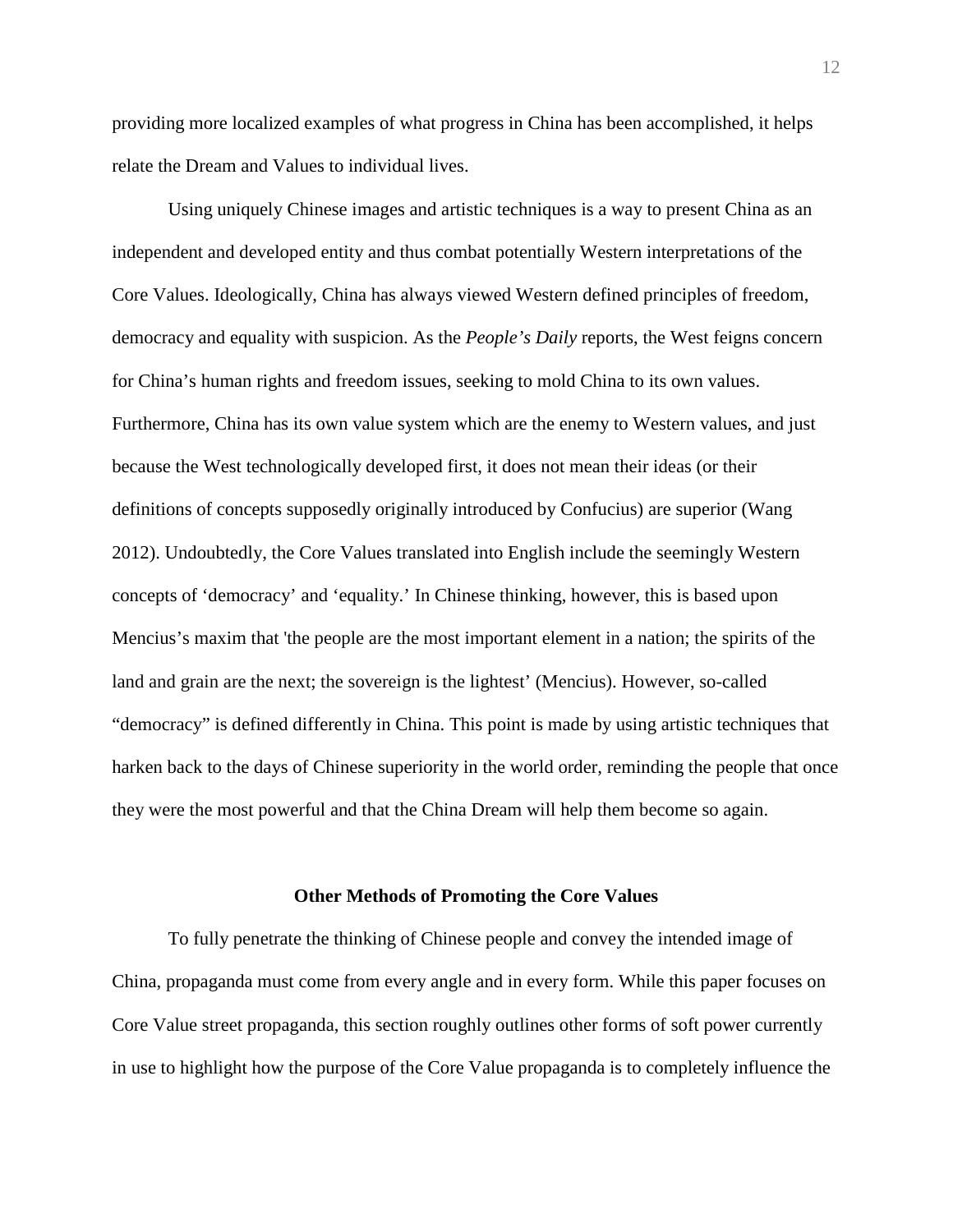providing more localized examples of what progress in China has been accomplished, it helps relate the Dream and Values to individual lives.

Using uniquely Chinese images and artistic techniques is a way to present China as an independent and developed entity and thus combat potentially Western interpretations of the Core Values. Ideologically, China has always viewed Western defined principles of freedom, democracy and equality with suspicion. As the *People's Daily* reports, the West feigns concern for China's human rights and freedom issues, seeking to mold China to its own values. Furthermore, China has its own value system which are the enemy to Western values, and just because the West technologically developed first, it does not mean their ideas (or their definitions of concepts supposedly originally introduced by Confucius) are superior (Wang 2012). Undoubtedly, the Core Values translated into English include the seemingly Western concepts of 'democracy' and 'equality.' In Chinese thinking, however, this is based upon Mencius's maxim that 'the people are the most important element in a nation; the spirits of the land and grain are the next; the sovereign is the lightest' (Mencius). However, so-called "democracy" is defined differently in China. This point is made by using artistic techniques that harken back to the days of Chinese superiority in the world order, reminding the people that once they were the most powerful and that the China Dream will help them become so again.

## Other Methods of Promoting the Core Values

To fully penetrate the thinking of Chinese people and convey the intended image of China, propaganda must come from every angle and in every form. While this paper focuses on Core Value street propaganda, this section roughly outlines other forms of soft power currently in use to highlight how the purpose of the Core Value propaganda is to completely influence the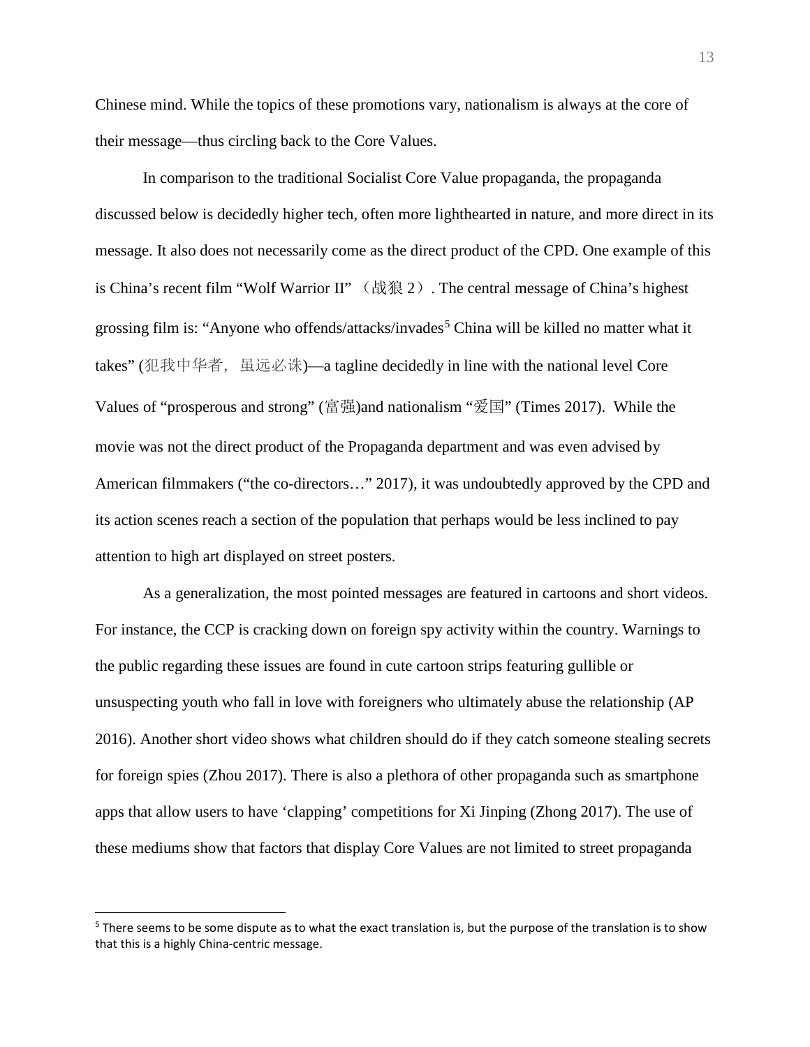Chinese mind. While the topics of these promotions vary, nationalism is always at the core of their message—thus circling back to the Core Values.

In comparison to the traditional Socialist Core Value propaganda, the propaganda discussed below is decidedly higher tech, often more lighthearted in nature, and more direct in its message. It also does not necessarily come as the direct product of the CPD. One example of this is China's recent film "Wolf Warrior II" （战狼 2）. The central message of China's highest grossing film is: "Anyone who offends/attacks/invades[5] China will be killed no matter what it takes" (犯我中华者，虽远必诛)—a tagline decidedly in line with the national level Core Values of "prosperous and strong" (富强)and nationalism "爱国" (Times 2017). While the movie was not the direct product of the Propaganda department and was even advised by American filmmakers ("the co-directors…" 2017), it was undoubtedly approved by the CPD and its action scenes reach a section of the population that perhaps would be less inclined to pay attention to high art displayed on street posters.

As a generalization, the most pointed messages are featured in cartoons and short videos. For instance, the CCP is cracking down on foreign spy activity within the country. Warnings to the public regarding these issues are found in cute cartoon strips featuring gullible or unsuspecting youth who fall in love with foreigners who ultimately abuse the relationship (AP 2016). Another short video shows what children should do if they catch someone stealing secrets for foreign spies (Zhou 2017). There is also a plethora of other propaganda such as smartphone apps that allow users to have 'clapping' competitions for Xi Jinping (Zhong 2017). The use of these mediums show that factors that display Core Values are not limited to street propaganda

[5] There seems to be some dispute as to what the exact translation is, but the purpose of the translation is to show that this is a highly China-centric message.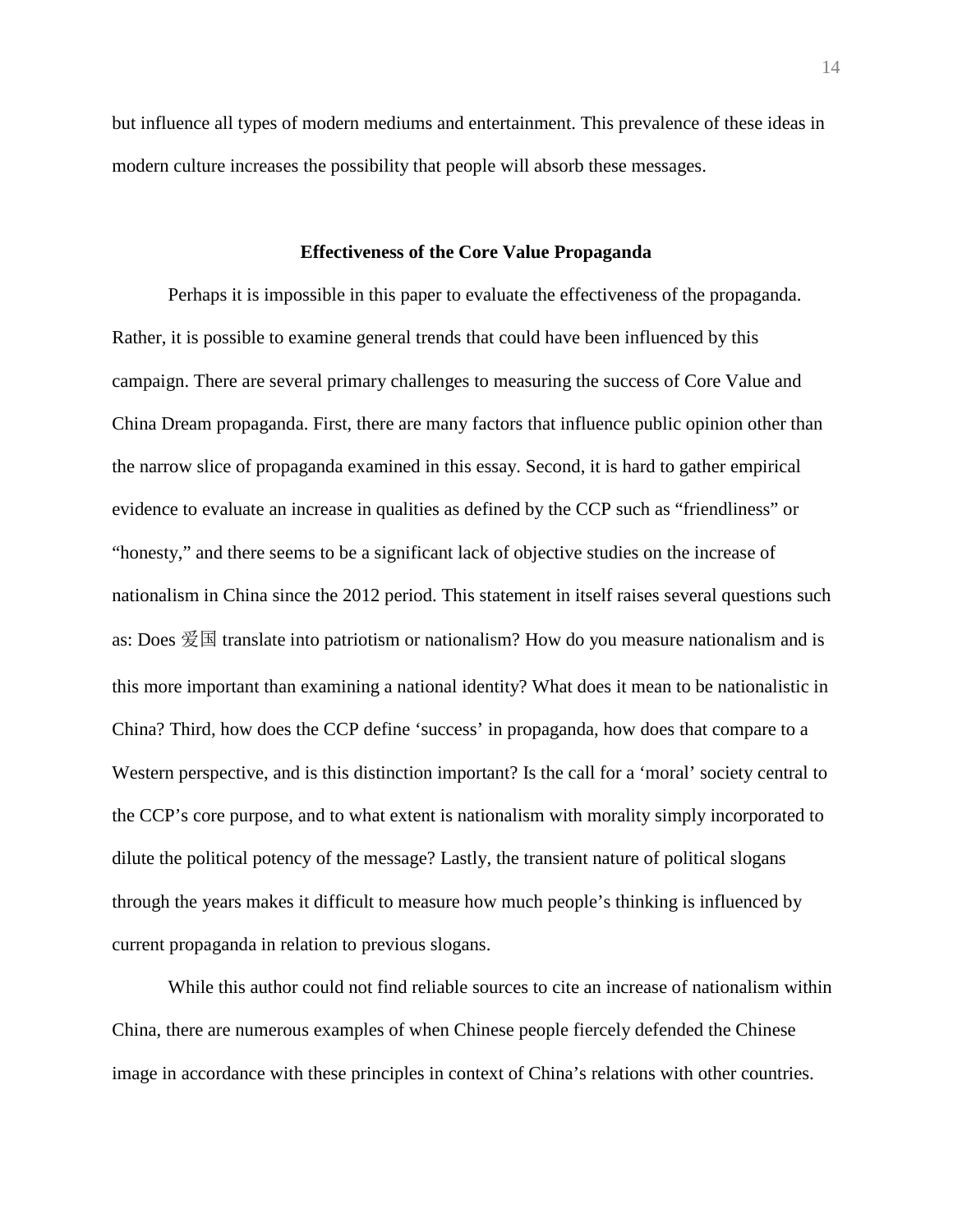but influence all types of modern mediums and entertainment. This prevalence of these ideas in modern culture increases the possibility that people will absorb these messages.

## Effectiveness of the Core Value Propaganda

Perhaps it is impossible in this paper to evaluate the effectiveness of the propaganda. Rather, it is possible to examine general trends that could have been influenced by this campaign. There are several primary challenges to measuring the success of Core Value and China Dream propaganda. First, there are many factors that influence public opinion other than the narrow slice of propaganda examined in this essay. Second, it is hard to gather empirical evidence to evaluate an increase in qualities as defined by the CCP such as "friendliness" or "honesty," and there seems to be a significant lack of objective studies on the increase of nationalism in China since the 2012 period. This statement in itself raises several questions such as: Does 爱国 translate into patriotism or nationalism? How do you measure nationalism and is this more important than examining a national identity? What does it mean to be nationalistic in China? Third, how does the CCP define 'success' in propaganda, how does that compare to a Western perspective, and is this distinction important? Is the call for a 'moral' society central to the CCP's core purpose, and to what extent is nationalism with morality simply incorporated to dilute the political potency of the message? Lastly, the transient nature of political slogans through the years makes it difficult to measure how much people's thinking is influenced by current propaganda in relation to previous slogans.

While this author could not find reliable sources to cite an increase of nationalism within China, there are numerous examples of when Chinese people fiercely defended the Chinese image in accordance with these principles in context of China's relations with other countries.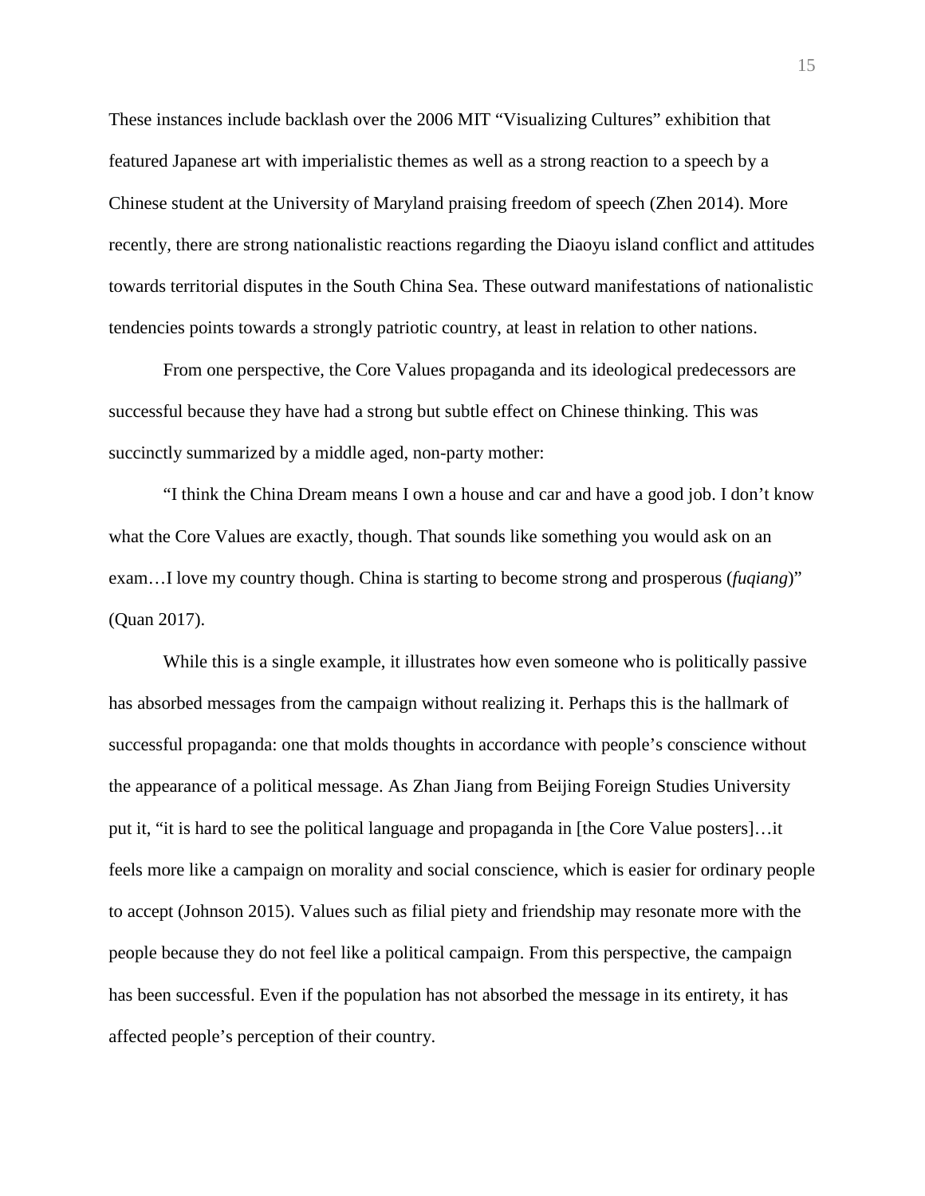These instances include backlash over the 2006 MIT "Visualizing Cultures" exhibition that featured Japanese art with imperialistic themes as well as a strong reaction to a speech by a Chinese student at the University of Maryland praising freedom of speech (Zhen 2014). More recently, there are strong nationalistic reactions regarding the Diaoyu island conflict and attitudes towards territorial disputes in the South China Sea. These outward manifestations of nationalistic tendencies points towards a strongly patriotic country, at least in relation to other nations.

From one perspective, the Core Values propaganda and its ideological predecessors are successful because they have had a strong but subtle effect on Chinese thinking. This was succinctly summarized by a middle aged, non-party mother:

"I think the China Dream means I own a house and car and have a good job. I don't know what the Core Values are exactly, though. That sounds like something you would ask on an exam…I love my country though. China is starting to become strong and prosperous (*fuqiang*)" (Quan 2017).

While this is a single example, it illustrates how even someone who is politically passive has absorbed messages from the campaign without realizing it. Perhaps this is the hallmark of successful propaganda: one that molds thoughts in accordance with people's conscience without the appearance of a political message. As Zhan Jiang from Beijing Foreign Studies University put it, "it is hard to see the political language and propaganda in [the Core Value posters]…it feels more like a campaign on morality and social conscience, which is easier for ordinary people to accept (Johnson 2015). Values such as filial piety and friendship may resonate more with the people because they do not feel like a political campaign. From this perspective, the campaign has been successful. Even if the population has not absorbed the message in its entirety, it has affected people's perception of their country.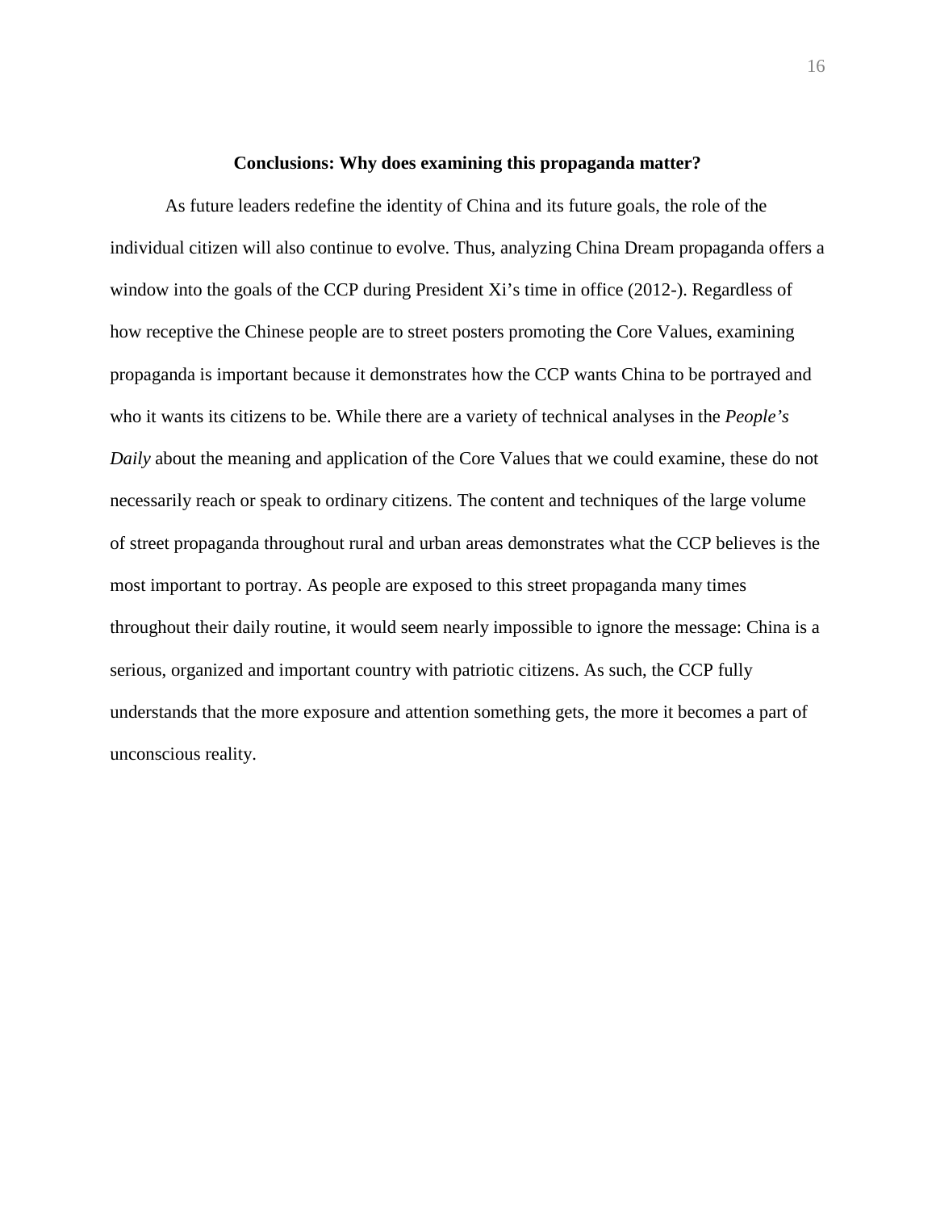## Conclusions: Why does examining this propaganda matter?

As future leaders redefine the identity of China and its future goals, the role of the individual citizen will also continue to evolve. Thus, analyzing China Dream propaganda offers a window into the goals of the CCP during President Xi's time in office (2012-). Regardless of how receptive the Chinese people are to street posters promoting the Core Values, examining propaganda is important because it demonstrates how the CCP wants China to be portrayed and who it wants its citizens to be. While there are a variety of technical analyses in the *People's Daily* about the meaning and application of the Core Values that we could examine, these do not necessarily reach or speak to ordinary citizens. The content and techniques of the large volume of street propaganda throughout rural and urban areas demonstrates what the CCP believes is the most important to portray. As people are exposed to this street propaganda many times throughout their daily routine, it would seem nearly impossible to ignore the message: China is a serious, organized and important country with patriotic citizens. As such, the CCP fully understands that the more exposure and attention something gets, the more it becomes a part of unconscious reality.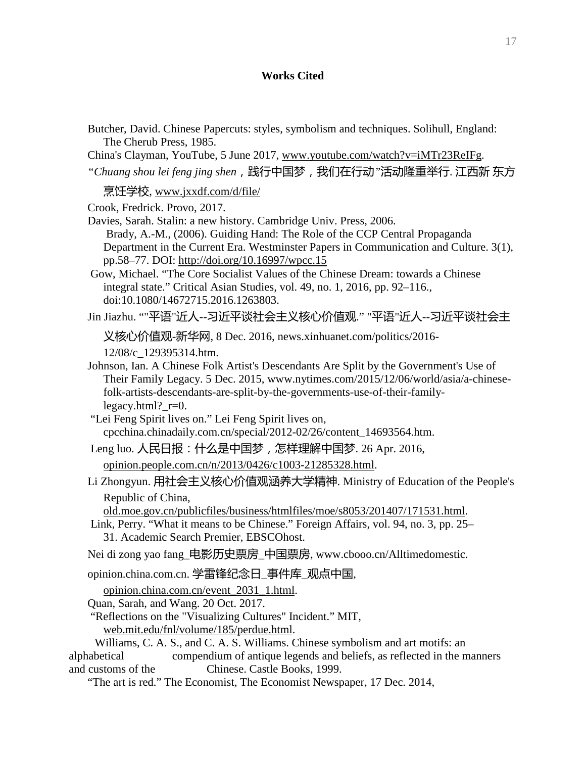**Works Cited**

Butcher, David. Chinese Papercuts: styles, symbolism and techniques. Solihull, England: The Cherub Press, 1985.

China's Clayman, YouTube, 5 June 2017, www.youtube.com/watch?v=iMTr23ReIFg.

"*Chuang shou lei feng jing shen*，践行中国梦，我们在行动"活动隆重举行. 江西新东方烹饪学校, www.jxxdf.com/d/file/

Crook, Fredrick. Provo, 2017.

Davies, Sarah. Stalin: a new history. Cambridge Univ. Press, 2006.

Brady, A.-M., (2006). Guiding Hand: The Role of the CCP Central Propaganda Department in the Current Era. Westminster Papers in Communication and Culture. 3(1), pp.58–77. DOI: http://doi.org/10.16997/wpcc.15

Gow, Michael. "The Core Socialist Values of the Chinese Dream: towards a Chinese integral state." Critical Asian Studies, vol. 49, no. 1, 2016, pp. 92–116., doi:10.1080/14672715.2016.1263803.

Jin Jiazhu. ""平语"近人--习近平谈社会主义核心价值观." "平语"近人--习近平谈社会主义核心价值观-新华网, 8 Dec. 2016, news.xinhuanet.com/politics/2016-12/08/c_129395314.htm.

Johnson, Ian. A Chinese Folk Artist's Descendants Are Split by the Government's Use of Their Family Legacy. 5 Dec. 2015, www.nytimes.com/2015/12/06/world/asia/a-chinese-folk-artists-descendants-are-split-by-the-governments-use-of-their-family-legacy.html?_r=0.

"Lei Feng Spirit lives on." Lei Feng Spirit lives on, cpcchina.chinadaily.com.cn/special/2012-02/26/content_14693564.htm.

Leng luo. 人民日报：什么是中国梦，怎样理解中国梦. 26 Apr. 2016, opinion.people.com.cn/n/2013/0426/c1003-21285328.html.

Li Zhongyun. 用社会主义核心价值观涵养大学精神. Ministry of Education of the People's Republic of China, old.moe.gov.cn/publicfiles/business/htmlfiles/moe/s8053/201407/171531.html.

Link, Perry. "What it means to be Chinese." Foreign Affairs, vol. 94, no. 3, pp. 25–31. Academic Search Premier, EBSCOhost.

Nei di zong yao fang_电影历史票房_中国票房, www.cbooo.cn/Alltimedomestic.

opinion.china.com.cn. 学雷锋纪念日_事件库_观点中国, opinion.china.com.cn/event_2031_1.html.

Quan, Sarah, and Wang. 20 Oct. 2017.

"Reflections on the "Visualizing Cultures" Incident." MIT, web.mit.edu/fnl/volume/185/perdue.html.

Williams, C. A. S., and C. A. S. Williams. Chinese symbolism and art motifs: an alphabetical compendium of antique legends and beliefs, as reflected in the manners and customs of the Chinese. Castle Books, 1999.

"The art is red." The Economist, The Economist Newspaper, 17 Dec. 2014,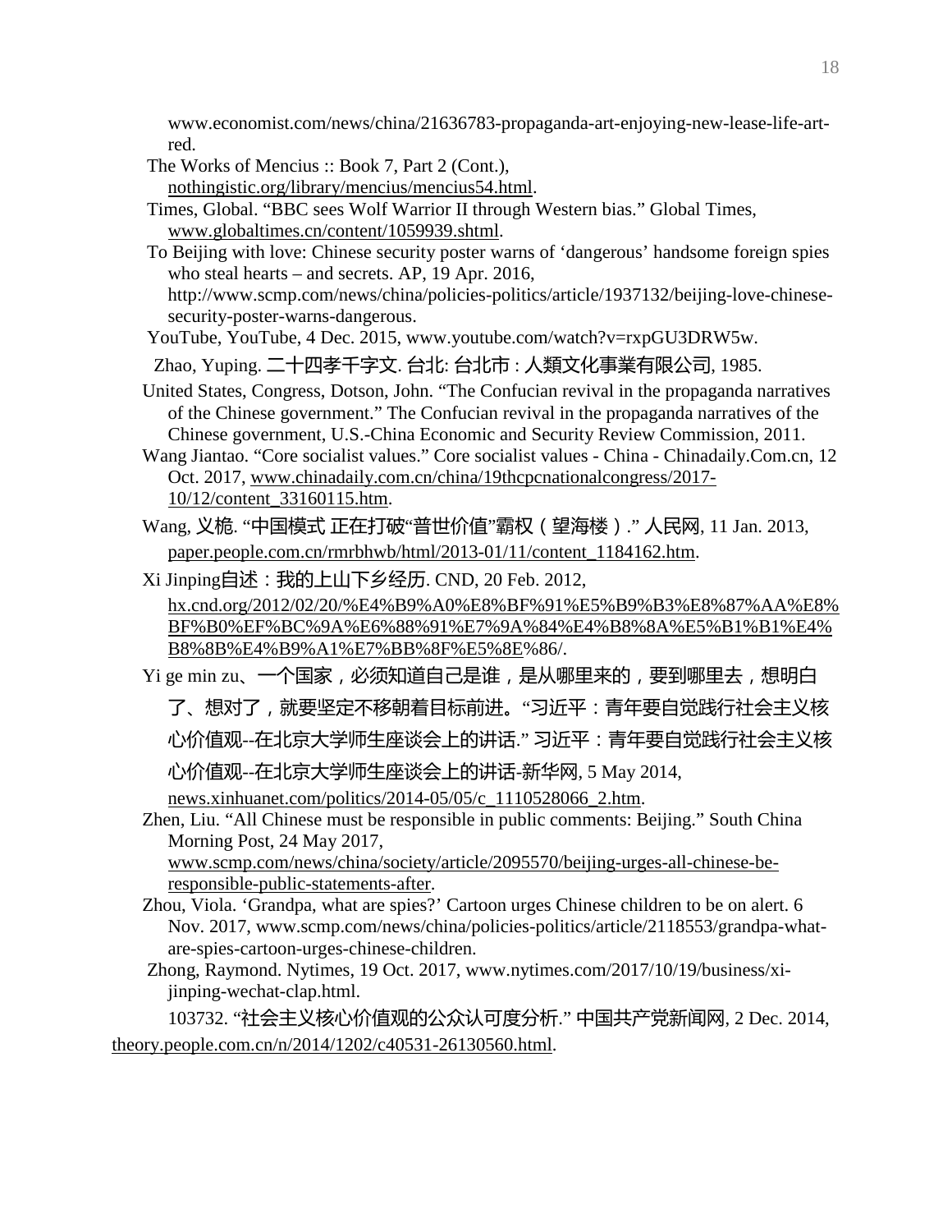www.economist.com/news/china/21636783-propaganda-art-enjoying-new-lease-life-art-red.

The Works of Mencius :: Book 7, Part 2 (Cont.), nothingistic.org/library/mencius/mencius54.html.

Times, Global. “BBC sees Wolf Warrior II through Western bias.” Global Times, www.globaltimes.cn/content/1059939.shtml.

To Beijing with love: Chinese security poster warns of ‘dangerous’ handsome foreign spies who steal hearts – and secrets. AP, 19 Apr. 2016, http://www.scmp.com/news/china/policies-politics/article/1937132/beijing-love-chinese-security-poster-warns-dangerous.

YouTube, YouTube, 4 Dec. 2015, www.youtube.com/watch?v=rxpGU3DRW5w.

Zhao, Yuping. 二十四孝千字文. 台北: 台北市 : 人類文化事業有限公司, 1985.

United States, Congress, Dotson, John. “The Confucian revival in the propaganda narratives of the Chinese government.” The Confucian revival in the propaganda narratives of the Chinese government, U.S.-China Economic and Security Review Commission, 2011.

Wang Jiantao. “Core socialist values.” Core socialist values - China - Chinadaily.Com.cn, 12 Oct. 2017, www.chinadaily.com.cn/china/19thcpcnationalcongress/2017-10/12/content_33160115.htm.

Wang, 义桅. “中国模式 正在打破“普世价值”霸权（望海楼）.” 人民网, 11 Jan. 2013, paper.people.com.cn/rmrbhwb/html/2013-01/11/content_1184162.htm.

Xi Jinping自述：我的上山下乡经历. CND, 20 Feb. 2012, hx.cnd.org/2012/02/20/%E4%B9%A0%E8%BF%91%E5%B9%B3%E8%87%AA%E8%BF%B0%EF%BC%9A%E6%88%91%E7%9A%84%E4%B8%8A%E5%B1%B1%E4%B8%8B%E4%B9%A1%E7%BB%8F%E5%8E%86/.

Yi ge min zu、一个国家，必须知道自己是谁，是从哪里来的，要到哪里去，想明白了、想对了，就要坚定不移朝着目标前进。“习近平：青年要自觉践行社会主义核心价值观--在北京大学师生座谈会上的讲话.” 习近平：青年要自觉践行社会主义核心价值观--在北京大学师生座谈会上的讲话-新华网, 5 May 2014, news.xinhuanet.com/politics/2014-05/05/c_1110528066_2.htm.

Zhen, Liu. “All Chinese must be responsible in public comments: Beijing.” South China Morning Post, 24 May 2017, www.scmp.com/news/china/society/article/2095570/beijing-urges-all-chinese-be-responsible-public-statements-after.

Zhou, Viola. ‘Grandpa, what are spies?’ Cartoon urges Chinese children to be on alert. 6 Nov. 2017, www.scmp.com/news/china/policies-politics/article/2118553/grandpa-what-are-spies-cartoon-urges-chinese-children.

Zhong, Raymond. Nytimes, 19 Oct. 2017, www.nytimes.com/2017/10/19/business/xi-jinping-wechat-clap.html.

103732. “社会主义核心价值观的公众认可度分析.” 中国共产党新闻网, 2 Dec. 2014, theory.people.com.cn/n/2014/1202/c40531-26130560.html.